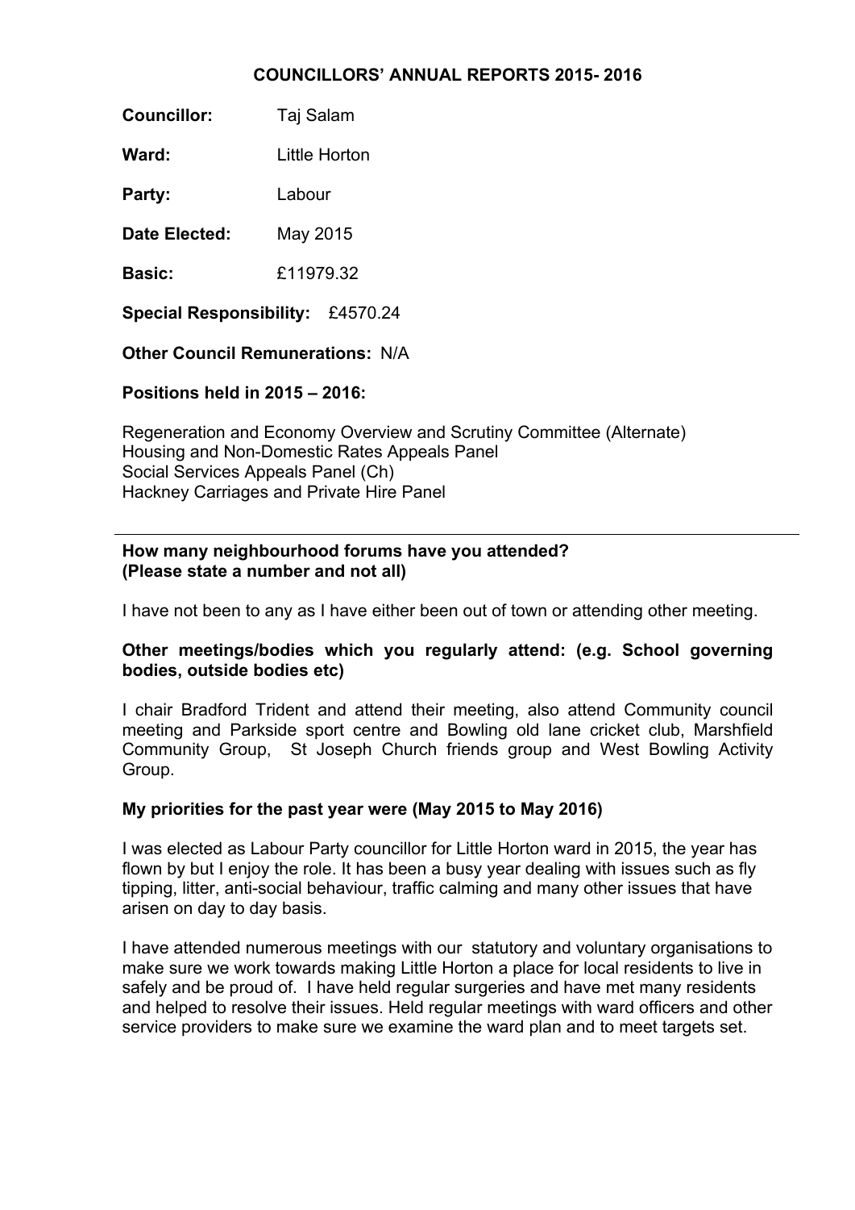# COUNCILLORS' ANNUAL REPORTS 2015- 2016

**Councillor:** Taj Salam

**Ward:** Little Horton

**Party:** Labour

**Date Elected:** May 2015

**Basic:** £11979.32

**Special Responsibility:** £4570.24

**Other Council Remunerations:** N/A

**Positions held in 2015 – 2016:**

Regeneration and Economy Overview and Scrutiny Committee (Alternate)
Housing and Non-Domestic Rates Appeals Panel
Social Services Appeals Panel (Ch)
Hackney Carriages and Private Hire Panel

---

**How many neighbourhood forums have you attended? (Please state a number and not all)**

I have not been to any as I have either been out of town or attending other meeting.

**Other meetings/bodies which you regularly attend: (e.g. School governing bodies, outside bodies etc)**

I chair Bradford Trident and attend their meeting, also attend Community council meeting and Parkside sport centre and Bowling old lane cricket club, Marshfield Community Group, St Joseph Church friends group and West Bowling Activity Group.

**My priorities for the past year were (May 2015 to May 2016)**

I was elected as Labour Party councillor for Little Horton ward in 2015, the year has flown by but I enjoy the role. It has been a busy year dealing with issues such as fly tipping, litter, anti-social behaviour, traffic calming and many other issues that have arisen on day to day basis.

I have attended numerous meetings with our statutory and voluntary organisations to make sure we work towards making Little Horton a place for local residents to live in safely and be proud of. I have held regular surgeries and have met many residents and helped to resolve their issues. Held regular meetings with ward officers and other service providers to make sure we examine the ward plan and to meet targets set.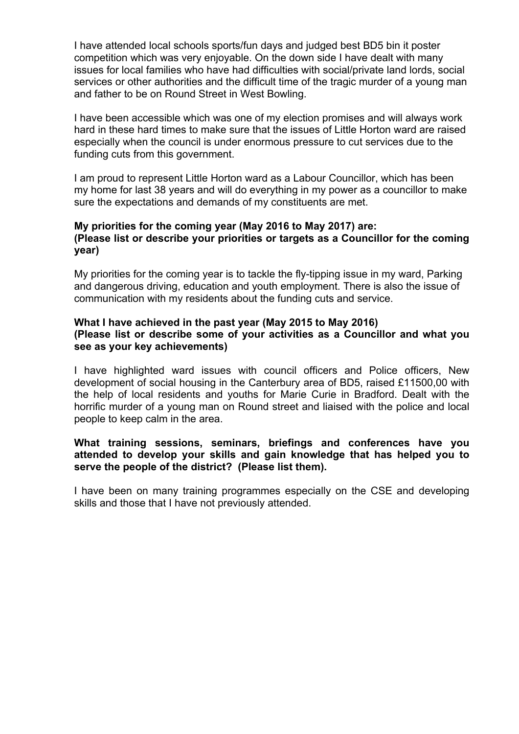I have attended local schools sports/fun days and judged best BD5 bin it poster competition which was very enjoyable. On the down side I have dealt with many issues for local families who have had difficulties with social/private land lords, social services or other authorities and the difficult time of the tragic murder of a young man and father to be on Round Street in West Bowling.

I have been accessible which was one of my election promises and will always work hard in these hard times to make sure that the issues of Little Horton ward are raised especially when the council is under enormous pressure to cut services due to the funding cuts from this government.

I am proud to represent Little Horton ward as a Labour Councillor, which has been my home for last 38 years and will do everything in my power as a councillor to make sure the expectations and demands of my constituents are met.

**My priorities for the coming year (May 2016 to May 2017) are:**
**(Please list or describe your priorities or targets as a Councillor for the coming year)**

My priorities for the coming year is to tackle the fly-tipping issue in my ward, Parking and dangerous driving, education and youth employment. There is also the issue of communication with my residents about the funding cuts and service.

**What I have achieved in the past year (May 2015 to May 2016)**
**(Please list or describe some of your activities as a Councillor and what you see as your key achievements)**

I have highlighted ward issues with council officers and Police officers, New development of social housing in the Canterbury area of BD5, raised £11500,00 with the help of local residents and youths for Marie Curie in Bradford. Dealt with the horrific murder of a young man on Round street and liaised with the police and local people to keep calm in the area.

**What training sessions, seminars, briefings and conferences have you attended to develop your skills and gain knowledge that has helped you to serve the people of the district? (Please list them).**

I have been on many training programmes especially on the CSE and developing skills and those that I have not previously attended.